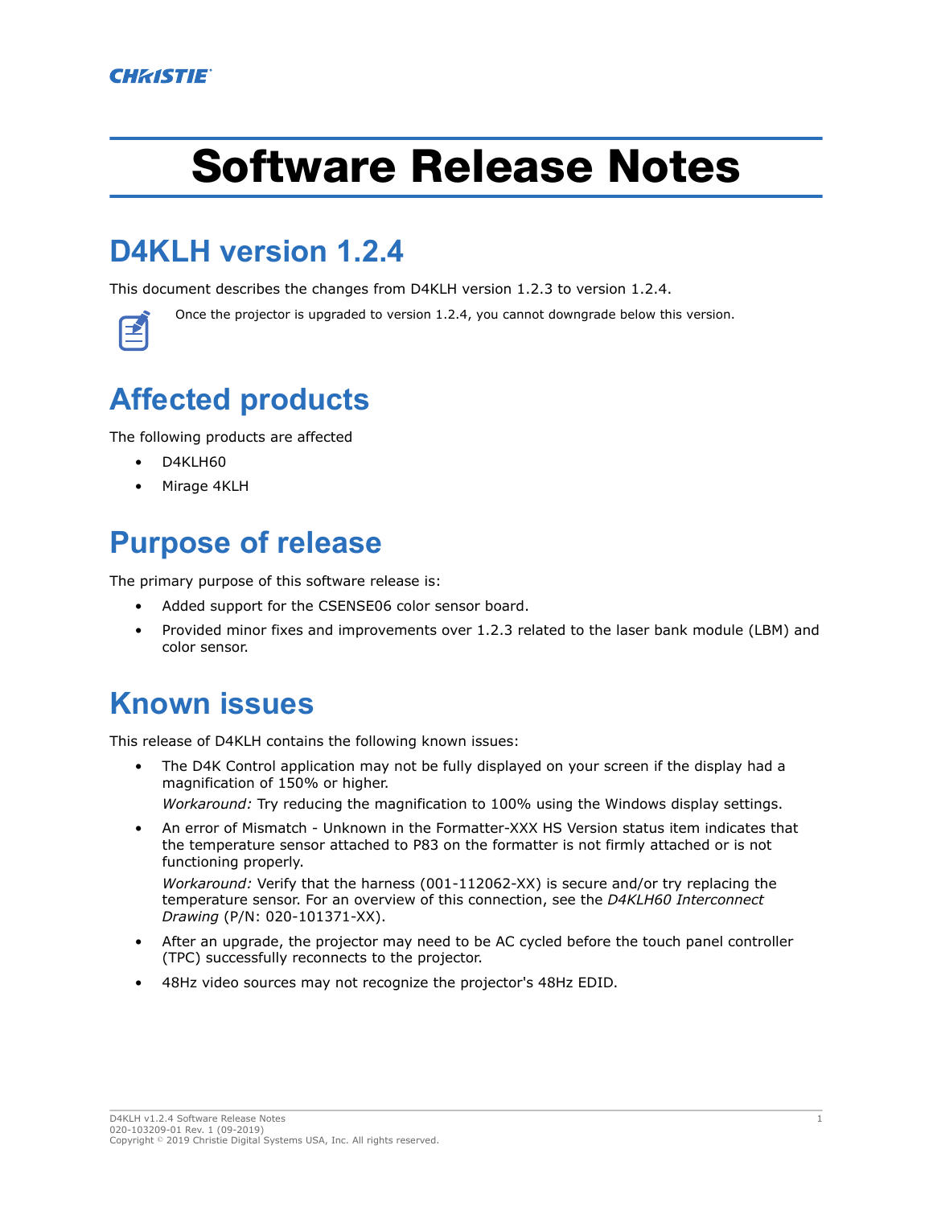# Software Release Notes

## D4KLH version 1.2.4

This document describes the changes from D4KLH version 1.2.3 to version 1.2.4.

Once the projector is upgraded to version 1.2.4, you cannot downgrade below this version.

## Affected products

The following products are affected

- D4KLH60
- Mirage 4KLH

## Purpose of release

The primary purpose of this software release is:

- Added support for the CSENSE06 color sensor board.
- Provided minor fixes and improvements over 1.2.3 related to the laser bank module (LBM) and color sensor.

## Known issues

This release of D4KLH contains the following known issues:

- The D4K Control application may not be fully displayed on your screen if the display had a magnification of 150% or higher.

  *Workaround:* Try reducing the magnification to 100% using the Windows display settings.
- An error of Mismatch - Unknown in the Formatter-XXX HS Version status item indicates that the temperature sensor attached to P83 on the formatter is not firmly attached or is not functioning properly.

  *Workaround:* Verify that the harness (001-112062-XX) is secure and/or try replacing the temperature sensor. For an overview of this connection, see the *D4KLH60 Interconnect Drawing* (P/N: 020-101371-XX).
- After an upgrade, the projector may need to be AC cycled before the touch panel controller (TPC) successfully reconnects to the projector.
- 48Hz video sources may not recognize the projector's 48Hz EDID.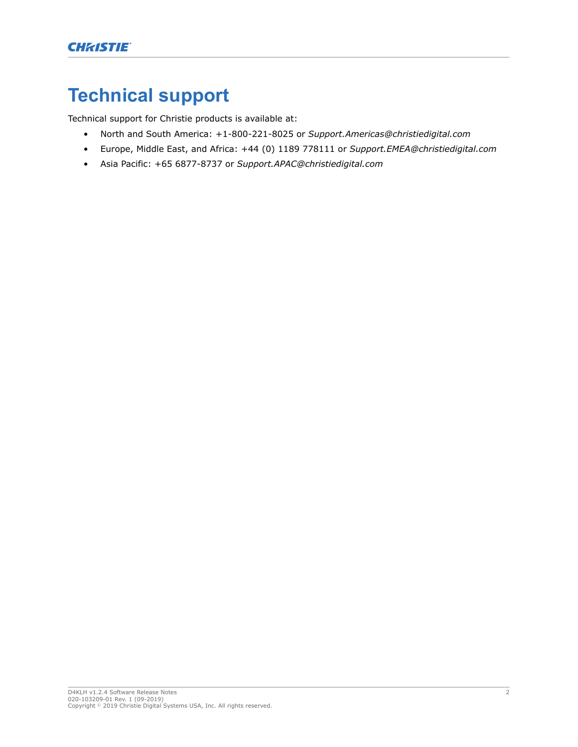# Technical support

Technical support for Christie products is available at:

- North and South America: +1-800-221-8025 or *Support.Americas@christiedigital.com*
- Europe, Middle East, and Africa: +44 (0) 1189 778111 or *Support.EMEA@christiedigital.com*
- Asia Pacific: +65 6877-8737 or *Support.APAC@christiedigital.com*